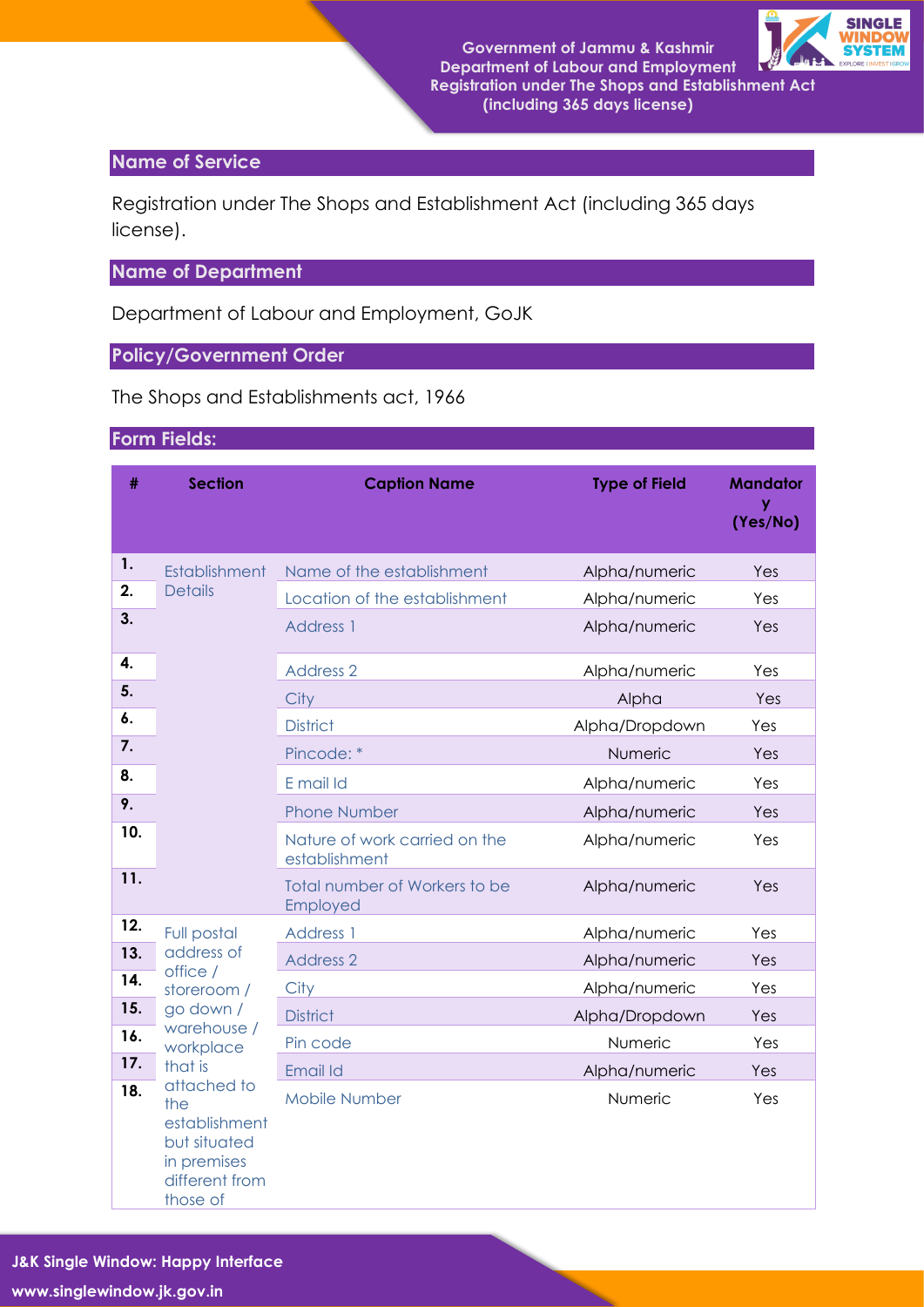Government of Jammu & Kashmir
Department of Labour and Employment
Registration under The Shops and Establishment Act
(including 365 days license)

## Name of Service

Registration under The Shops and Establishment Act (including 365 days license).

## Name of Department

Department of Labour and Employment, GoJK

## Policy/Government Order

The Shops and Establishments act, 1966

## Form Fields:

| # | Section | Caption Name | Type of Field | Mandatory (Yes/No) |
|---|---|---|---|---|
| 1. | Establishment Details | Name of the establishment | Alpha/numeric | Yes |
| 2. | | Location of the establishment | Alpha/numeric | Yes |
| 3. | | Address 1 | Alpha/numeric | Yes |
| 4. | | Address 2 | Alpha/numeric | Yes |
| 5. | | City | Alpha | Yes |
| 6. | | District | Alpha/Dropdown | Yes |
| 7. | | Pincode: * | Numeric | Yes |
| 8. | | E mail Id | Alpha/numeric | Yes |
| 9. | | Phone Number | Alpha/numeric | Yes |
| 10. | | Nature of work carried on the establishment | Alpha/numeric | Yes |
| 11. | | Total number of Workers to be Employed | Alpha/numeric | Yes |
| 12. | Full postal address of office / storeroom / go down / warehouse / workplace that is attached to the establishment but situated in premises different from those of | Address 1 | Alpha/numeric | Yes |
| 13. | | Address 2 | Alpha/numeric | Yes |
| 14. | | City | Alpha/numeric | Yes |
| 15. | | District | Alpha/Dropdown | Yes |
| 16. | | Pin code | Numeric | Yes |
| 17. | | Email Id | Alpha/numeric | Yes |
| 18. | | Mobile Number | Numeric | Yes |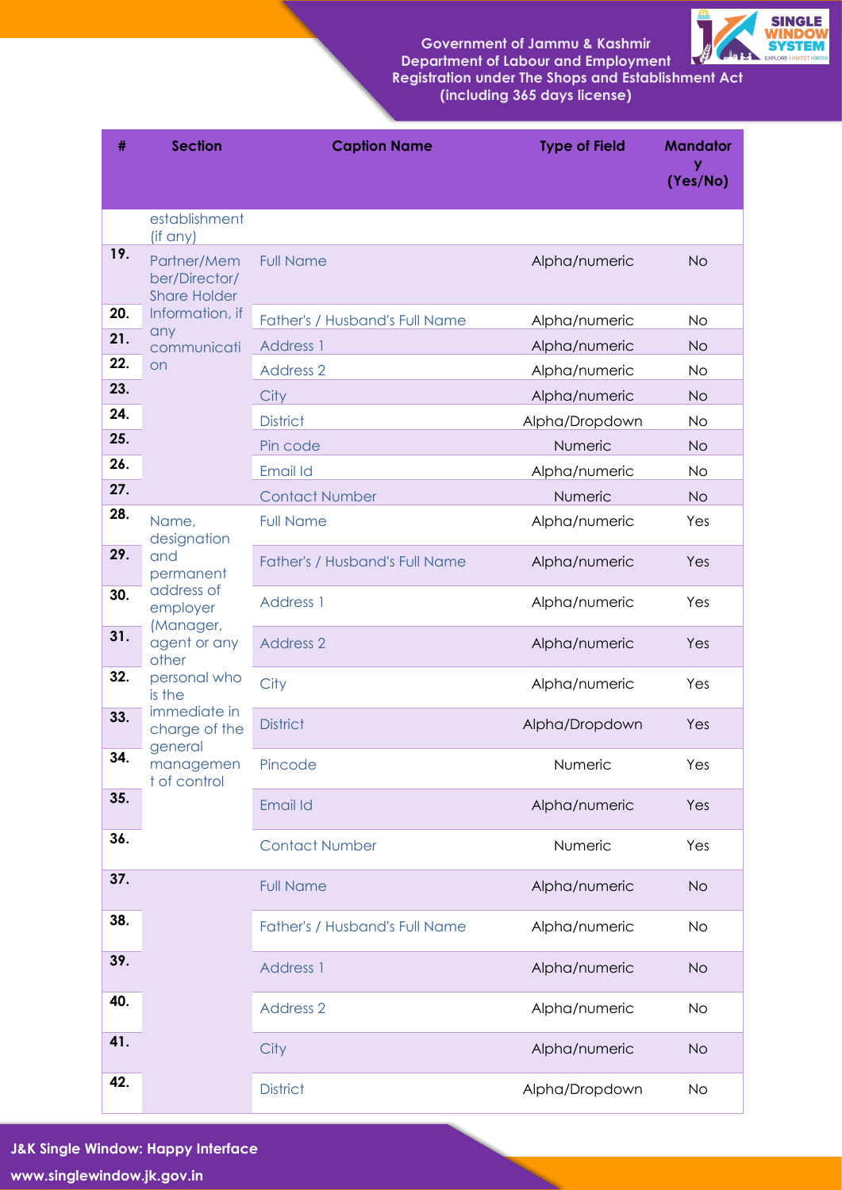| # | Section | Caption Name | Type of Field | Mandatory (Yes/No) |
|---|---|---|---|---|
| | establishment (if any) | | | |
| 19. | Partner/Member/Director/ Share Holder Information, if any communication | Full Name | Alpha/numeric | No |
| 20. | | Father's / Husband's Full Name | Alpha/numeric | No |
| 21. | | Address 1 | Alpha/numeric | No |
| 22. | | Address 2 | Alpha/numeric | No |
| 23. | | City | Alpha/numeric | No |
| 24. | | District | Alpha/Dropdown | No |
| 25. | | Pin code | Numeric | No |
| 26. | | Email Id | Alpha/numeric | No |
| 27. | | Contact Number | Numeric | No |
| 28. | Name, designation and permanent address of employer (Manager, agent or any other personal who is the immediate in charge of the general management of control | Full Name | Alpha/numeric | Yes |
| 29. | | Father's / Husband's Full Name | Alpha/numeric | Yes |
| 30. | | Address 1 | Alpha/numeric | Yes |
| 31. | | Address 2 | Alpha/numeric | Yes |
| 32. | | City | Alpha/numeric | Yes |
| 33. | | District | Alpha/Dropdown | Yes |
| 34. | | Pincode | Numeric | Yes |
| 35. | | Email Id | Alpha/numeric | Yes |
| 36. | | Contact Number | Numeric | Yes |
| 37. | | Full Name | Alpha/numeric | No |
| 38. | | Father's / Husband's Full Name | Alpha/numeric | No |
| 39. | | Address 1 | Alpha/numeric | No |
| 40. | | Address 2 | Alpha/numeric | No |
| 41. | | City | Alpha/numeric | No |
| 42. | | District | Alpha/Dropdown | No |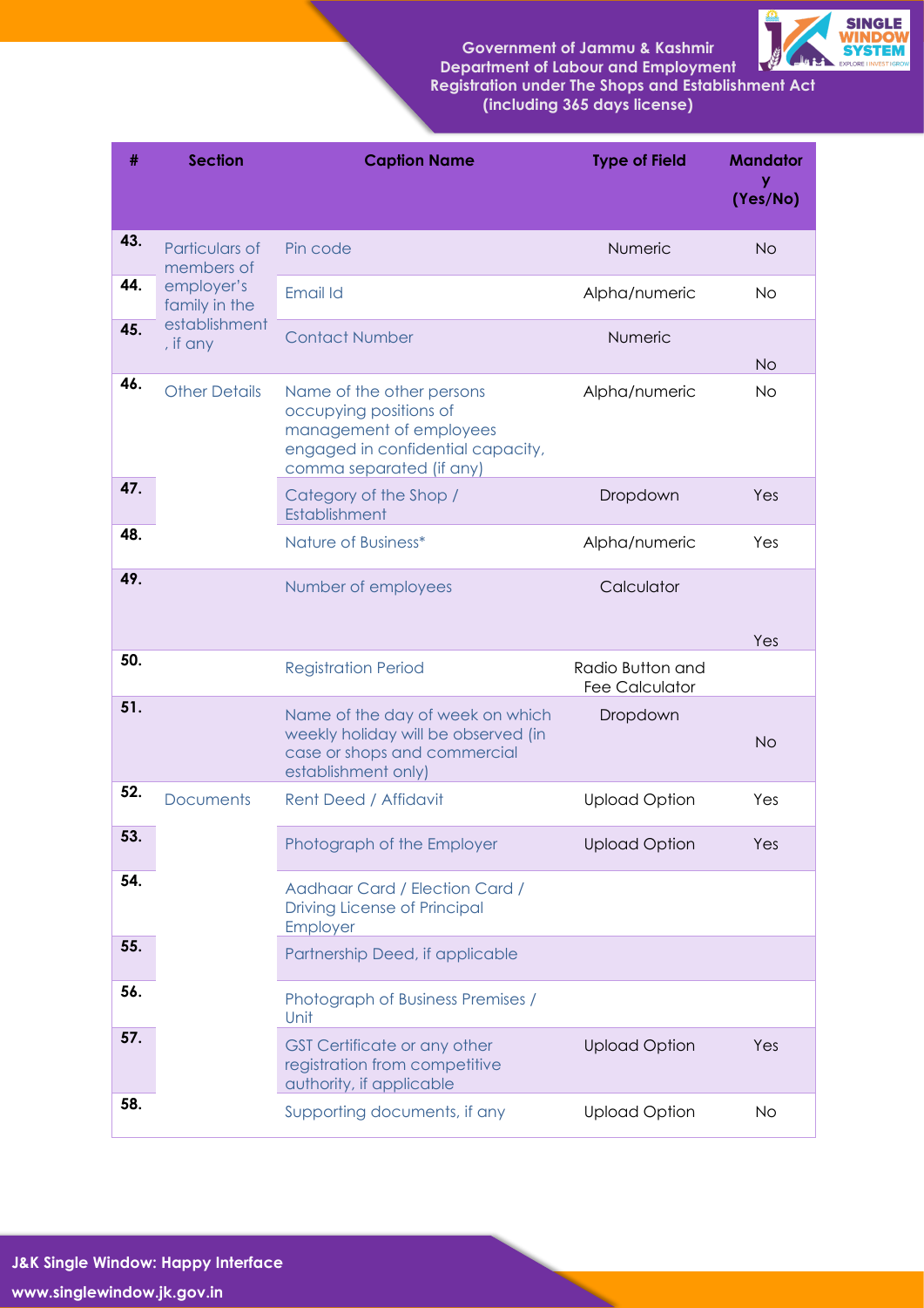Government of Jammu & Kashmir
Department of Labour and Employment
Registration under The Shops and Establishment Act
(including 365 days license)

| # | Section | Caption Name | Type of Field | Mandatory (Yes/No) |
|---|---|---|---|---|
| 43. | Particulars of members of employer's family in the establishment, if any | Pin code | Numeric | No |
| 44. | | Email Id | Alpha/numeric | No |
| 45. | | Contact Number | Numeric | No |
| 46. | Other Details | Name of the other persons occupying positions of management of employees engaged in confidential capacity, comma separated (if any) | Alpha/numeric | No |
| 47. | | Category of the Shop / Establishment | Dropdown | Yes |
| 48. | | Nature of Business* | Alpha/numeric | Yes |
| 49. | | Number of employees | Calculator | Yes |
| 50. | | Registration Period | Radio Button and Fee Calculator | |
| 51. | | Name of the day of week on which weekly holiday will be observed (in case or shops and commercial establishment only) | Dropdown | No |
| 52. | Documents | Rent Deed / Affidavit | Upload Option | Yes |
| 53. | | Photograph of the Employer | Upload Option | Yes |
| 54. | | Aadhaar Card / Election Card / Driving License of Principal Employer | | |
| 55. | | Partnership Deed, if applicable | | |
| 56. | | Photograph of Business Premises / Unit | | |
| 57. | | GST Certificate or any other registration from competitive authority, if applicable | Upload Option | Yes |
| 58. | | Supporting documents, if any | Upload Option | No |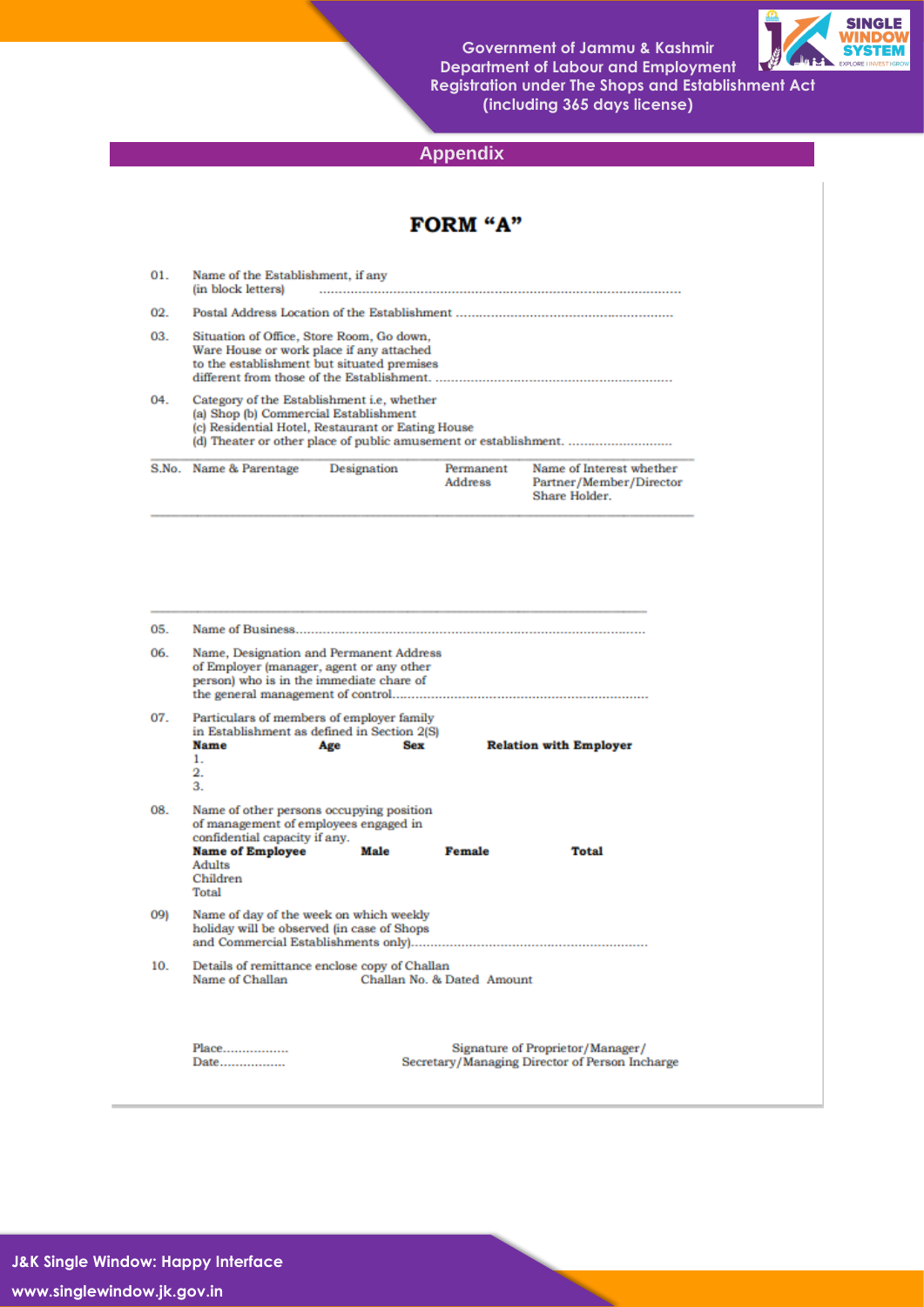## Appendix

# FORM "A"

01. Name of the Establishment, if any (in block letters) ..............................................................................................

02. Postal Address Location of the Establishment ........................................................

03. Situation of Office, Store Room, Go down, Ware House or work place if any attached to the establishment but situated premises different from those of the Establishment. ..............................................................

04. Category of the Establishment i.e, whether
(a) Shop (b) Commercial Establishment
(c) Residential Hotel, Restaurant or Eating House
(d) Theater or other place of public amusement or establishment. ...........................

| S.No. | Name & Parentage | Designation | Permanent Address | Name of Interest whether Partner/Member/Director Share Holder. |
|---|---|---|---|---|
| | | | | |

05. Name of Business..........................................................................................

06. Name, Designation and Permanent Address of Employer (manager, agent or any other person) who is in the immediate chare of the general management of control...................................................................

07. Particulars of members of employer family in Establishment as defined in Section 2(S)

| Name | Age | Sex | Relation with Employer |
|---|---|---|---|
| 1. | | | |
| 2. | | | |
| 3. | | | |

08. Name of other persons occupying position of management of employees engaged in confidential capacity if any.

| Name of Employee | Male | Female | Total |
|---|---|---|---|
| Adults | | | |
| Children | | | |
| Total | | | |

09) Name of day of the week on which weekly holiday will be observed (in case of Shops and Commercial Establishments only).............................................................

10. Details of remittance enclose copy of Challan

| Name of Challan | Challan No. & Dated | Amount |
|---|---|---|
| | | |

Place.................
Date.................

Signature of Proprietor/Manager/
Secretary/Managing Director of Person Incharge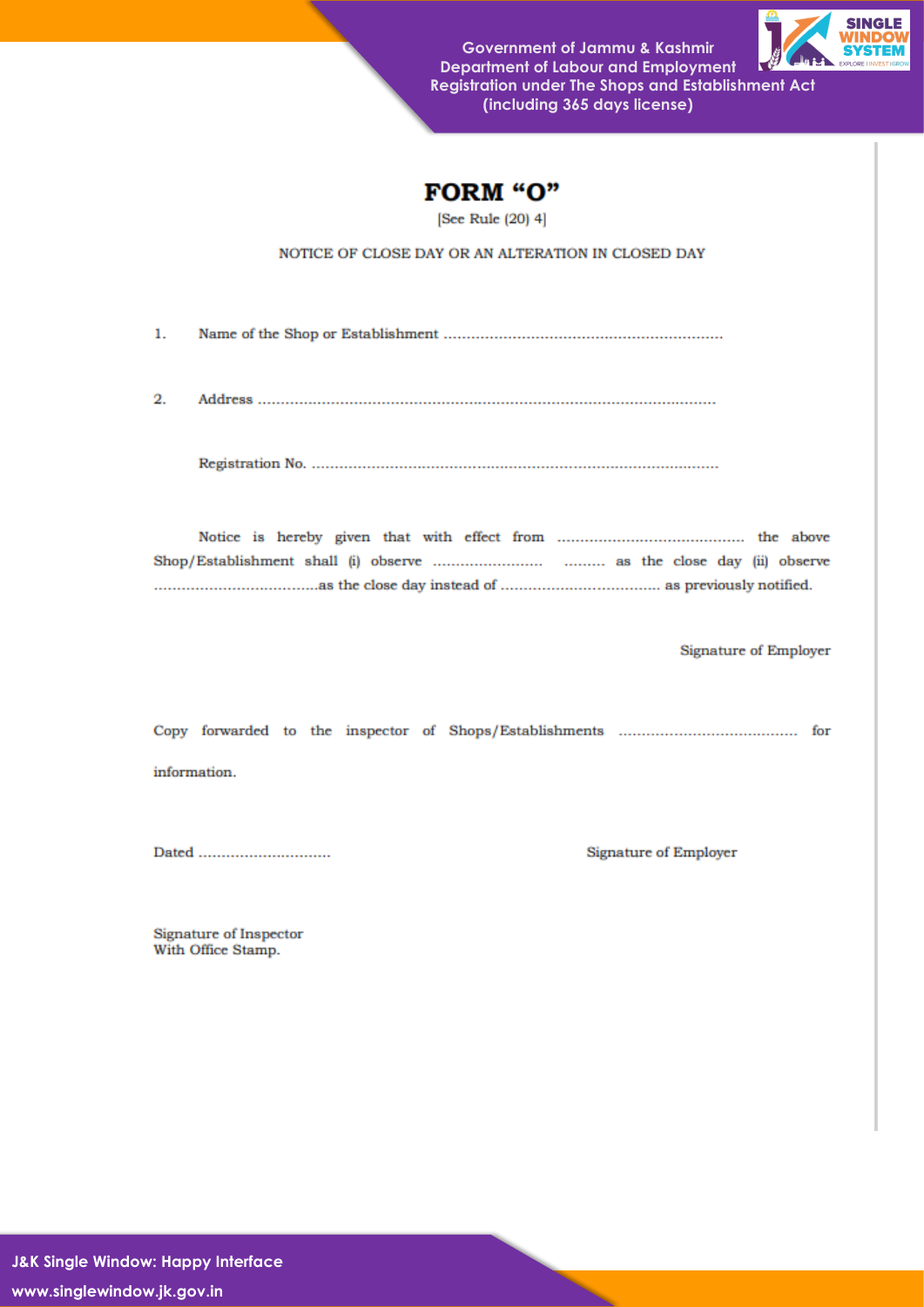# FORM "O"

[See Rule (20) 4]

NOTICE OF CLOSE DAY OR AN ALTERATION IN CLOSED DAY

1. Name of the Shop or Establishment ..............................................................

2. Address ......................................................................................................

   Registration No. ..........................................................................................

Notice is hereby given that with effect from ......................................... the above Shop/Establishment shall (i) observe ........................ ......... as the close day (ii) observe ....................................as the close day instead of .................................. as previously notified.

Signature of Employer

Copy forwarded to the inspector of Shops/Establishments ...................................... for information.

Dated .............................

Signature of Employer

Signature of Inspector
With Office Stamp.